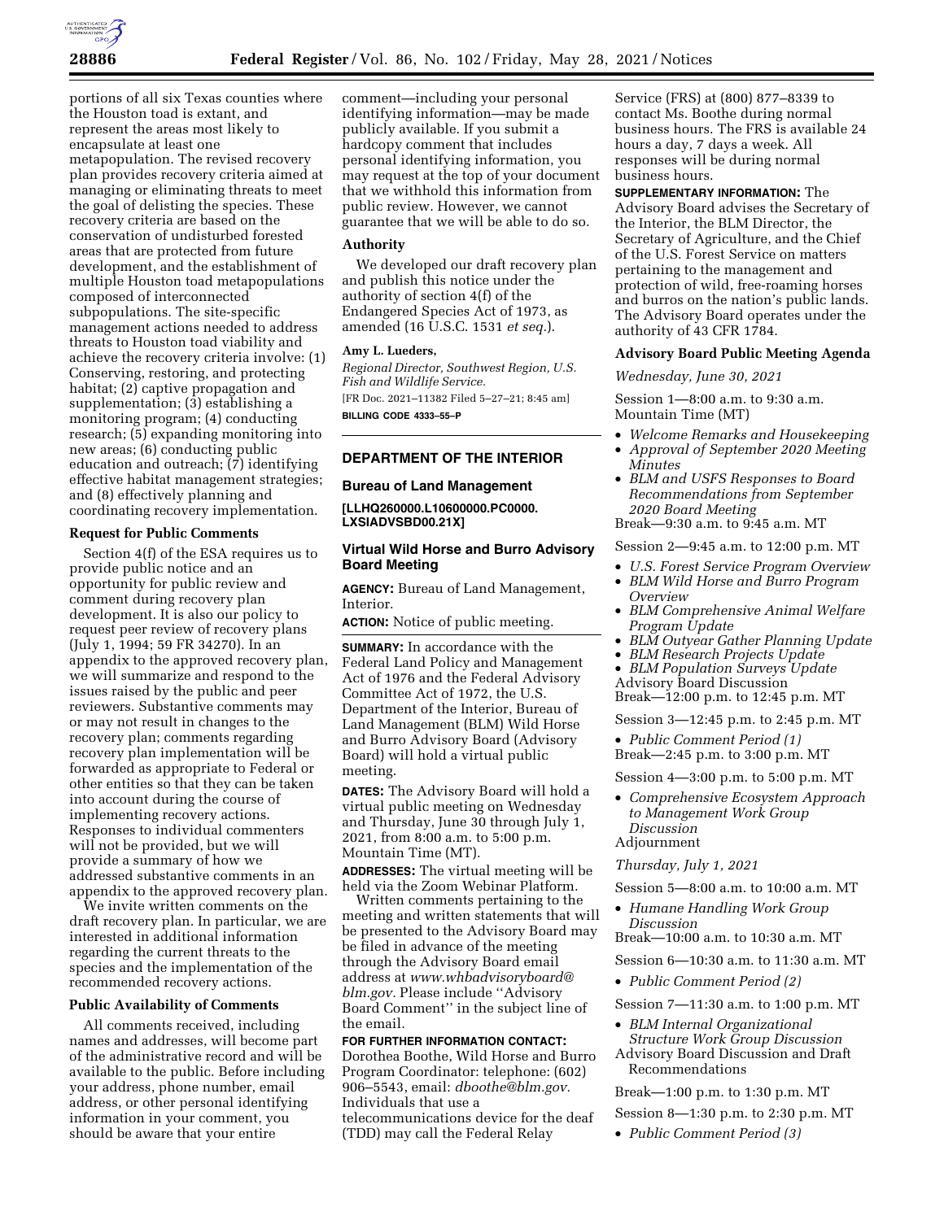portions of all six Texas counties where the Houston toad is extant, and represent the areas most likely to encapsulate at least one metapopulation. The revised recovery plan provides recovery criteria aimed at managing or eliminating threats to meet the goal of delisting the species. These recovery criteria are based on the conservation of undisturbed forested areas that are protected from future development, and the establishment of multiple Houston toad metapopulations composed of interconnected subpopulations. The site-specific management actions needed to address threats to Houston toad viability and achieve the recovery criteria involve: (1) Conserving, restoring, and protecting habitat; (2) captive propagation and supplementation; (3) establishing a monitoring program; (4) conducting research; (5) expanding monitoring into new areas; (6) conducting public education and outreach; (7) identifying effective habitat management strategies; and (8) effectively planning and coordinating recovery implementation.

**Request for Public Comments**

Section 4(f) of the ESA requires us to provide public notice and an opportunity for public review and comment during recovery plan development. It is also our policy to request peer review of recovery plans (July 1, 1994; 59 FR 34270). In an appendix to the approved recovery plan, we will summarize and respond to the issues raised by the public and peer reviewers. Substantive comments may or may not result in changes to the recovery plan; comments regarding recovery plan implementation will be forwarded as appropriate to Federal or other entities so that they can be taken into account during the course of implementing recovery actions. Responses to individual commenters will not be provided, but we will provide a summary of how we addressed substantive comments in an appendix to the approved recovery plan.

We invite written comments on the draft recovery plan. In particular, we are interested in additional information regarding the current threats to the species and the implementation of the recommended recovery actions.

**Public Availability of Comments**

All comments received, including names and addresses, will become part of the administrative record and will be available to the public. Before including your address, phone number, email address, or other personal identifying information in your comment, you should be aware that your entire comment—including your personal identifying information—may be made publicly available. If you submit a hardcopy comment that includes personal identifying information, you may request at the top of your document that we withhold this information from public review. However, we cannot guarantee that we will be able to do so.

**Authority**

We developed our draft recovery plan and publish this notice under the authority of section 4(f) of the Endangered Species Act of 1973, as amended (16 U.S.C. 1531 *et seq.*).

**Amy L. Lueders,**

*Regional Director, Southwest Region, U.S. Fish and Wildlife Service.*

[FR Doc. 2021–11382 Filed 5–27–21; 8:45 am]

**BILLING CODE 4333–55–P**

---

## DEPARTMENT OF THE INTERIOR

### Bureau of Land Management

**[LLHQ260000.L10600000.PC0000. LXSIADVSBD00.21X]**

### Virtual Wild Horse and Burro Advisory Board Meeting

**AGENCY:** Bureau of Land Management, Interior.

**ACTION:** Notice of public meeting.

**SUMMARY:** In accordance with the Federal Land Policy and Management Act of 1976 and the Federal Advisory Committee Act of 1972, the U.S. Department of the Interior, Bureau of Land Management (BLM) Wild Horse and Burro Advisory Board (Advisory Board) will hold a virtual public meeting.

**DATES:** The Advisory Board will hold a virtual public meeting on Wednesday and Thursday, June 30 through July 1, 2021, from 8:00 a.m. to 5:00 p.m. Mountain Time (MT).

**ADDRESSES:** The virtual meeting will be held via the Zoom Webinar Platform.

Written comments pertaining to the meeting and written statements that will be presented to the Advisory Board may be filed in advance of the meeting through the Advisory Board email address at *www.whbadvisoryboard@blm.gov.* Please include ''Advisory Board Comment'' in the subject line of the email.

**FOR FURTHER INFORMATION CONTACT:** Dorothea Boothe, Wild Horse and Burro Program Coordinator: telephone: (602) 906–5543, email: *dboothe@blm.gov.* Individuals that use a telecommunications device for the deaf (TDD) may call the Federal Relay Service (FRS) at (800) 877–8339 to contact Ms. Boothe during normal business hours. The FRS is available 24 hours a day, 7 days a week. All responses will be during normal business hours.

**SUPPLEMENTARY INFORMATION:** The Advisory Board advises the Secretary of the Interior, the BLM Director, the Secretary of Agriculture, and the Chief of the U.S. Forest Service on matters pertaining to the management and protection of wild, free-roaming horses and burros on the nation's public lands. The Advisory Board operates under the authority of 43 CFR 1784.

**Advisory Board Public Meeting Agenda**

*Wednesday, June 30, 2021*

Session 1—8:00 a.m. to 9:30 a.m. Mountain Time (MT)

- *Welcome Remarks and Housekeeping*
- *Approval of September 2020 Meeting Minutes*
- *BLM and USFS Responses to Board Recommendations from September 2020 Board Meeting*

Break—9:30 a.m. to 9:45 a.m. MT

Session 2—9:45 a.m. to 12:00 p.m. MT

- *U.S. Forest Service Program Overview*
- *BLM Wild Horse and Burro Program Overview*
- *BLM Comprehensive Animal Welfare Program Update*
- *BLM Outyear Gather Planning Update*
- *BLM Research Projects Update*
- *BLM Population Surveys Update*

Advisory Board Discussion

Break—12:00 p.m. to 12:45 p.m. MT

Session 3—12:45 p.m. to 2:45 p.m. MT

- *Public Comment Period (1)*

Break—2:45 p.m. to 3:00 p.m. MT

Session 4—3:00 p.m. to 5:00 p.m. MT

- *Comprehensive Ecosystem Approach to Management Work Group Discussion*

Adjournment

*Thursday, July 1, 2021*

Session 5—8:00 a.m. to 10:00 a.m. MT

- *Humane Handling Work Group Discussion*

Break—10:00 a.m. to 10:30 a.m. MT

Session 6—10:30 a.m. to 11:30 a.m. MT

- *Public Comment Period (2)*

Session 7—11:30 a.m. to 1:00 p.m. MT

- *BLM Internal Organizational Structure Work Group Discussion*

Advisory Board Discussion and Draft Recommendations

Break—1:00 p.m. to 1:30 p.m. MT

Session 8—1:30 p.m. to 2:30 p.m. MT

- *Public Comment Period (3)*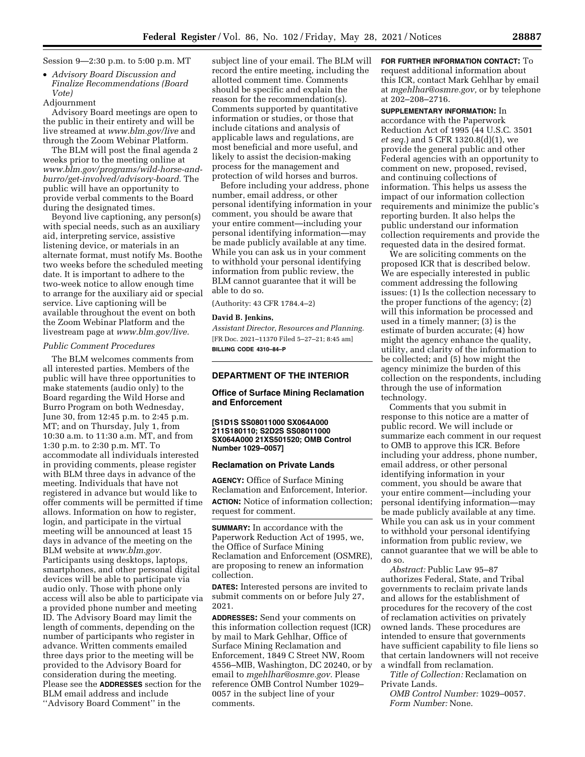Session 9—2:30 p.m. to 5:00 p.m. MT

- *Advisory Board Discussion and Finalize Recommendations (Board Vote)*

Adjournment

Advisory Board meetings are open to the public in their entirety and will be live streamed at *www.blm.gov/live* and through the Zoom Webinar Platform.

The BLM will post the final agenda 2 weeks prior to the meeting online at *www.blm.gov/programs/wild-horse-and-burro/get-involved/advisory-board.* The public will have an opportunity to provide verbal comments to the Board during the designated times.

Beyond live captioning, any person(s) with special needs, such as an auxiliary aid, interpreting service, assistive listening device, or materials in an alternate format, must notify Ms. Boothe two weeks before the scheduled meeting date. It is important to adhere to the two-week notice to allow enough time to arrange for the auxiliary aid or special service. Live captioning will be available throughout the event on both the Zoom Webinar Platform and the livestream page at *www.blm.gov/live.*

*Public Comment Procedures*

The BLM welcomes comments from all interested parties. Members of the public will have three opportunities to make statements (audio only) to the Board regarding the Wild Horse and Burro Program on both Wednesday, June 30, from 12:45 p.m. to 2:45 p.m. MT; and on Thursday, July 1, from 10:30 a.m. to 11:30 a.m. MT, and from 1:30 p.m. to 2:30 p.m. MT. To accommodate all individuals interested in providing comments, please register with BLM three days in advance of the meeting. Individuals that have not registered in advance but would like to offer comments will be permitted if time allows. Information on how to register, login, and participate in the virtual meeting will be announced at least 15 days in advance of the meeting on the BLM website at *www.blm.gov.* Participants using desktops, laptops, smartphones, and other personal digital devices will be able to participate via audio only. Those with phone only access will also be able to participate via a provided phone number and meeting ID. The Advisory Board may limit the length of comments, depending on the number of participants who register in advance. Written comments emailed three days prior to the meeting will be provided to the Advisory Board for consideration during the meeting. Please see the **ADDRESSES** section for the BLM email address and include ''Advisory Board Comment'' in the subject line of your email. The BLM will record the entire meeting, including the allotted comment time. Comments should be specific and explain the reason for the recommendation(s). Comments supported by quantitative information or studies, or those that include citations and analysis of applicable laws and regulations, are most beneficial and more useful, and likely to assist the decision-making process for the management and protection of wild horses and burros.

Before including your address, phone number, email address, or other personal identifying information in your comment, you should be aware that your entire comment—including your personal identifying information—may be made publicly available at any time. While you can ask us in your comment to withhold your personal identifying information from public review, the BLM cannot guarantee that it will be able to do so.

(Authority: 43 CFR 1784.4–2)

**David B. Jenkins,**

*Assistant Director, Resources and Planning.*

[FR Doc. 2021–11370 Filed 5–27–21; 8:45 am]

**BILLING CODE 4310–84–P**

## DEPARTMENT OF THE INTERIOR

### Office of Surface Mining Reclamation and Enforcement

**[S1D1S SS08011000 SX064A000 211S180110; S2D2S SS08011000 SX064A000 21XS501520; OMB Control Number 1029–0057]**

### Reclamation on Private Lands

**AGENCY:** Office of Surface Mining Reclamation and Enforcement, Interior.

**ACTION:** Notice of information collection; request for comment.

**SUMMARY:** In accordance with the Paperwork Reduction Act of 1995, we, the Office of Surface Mining Reclamation and Enforcement (OSMRE), are proposing to renew an information collection.

**DATES:** Interested persons are invited to submit comments on or before July 27, 2021.

**ADDRESSES:** Send your comments on this information collection request (ICR) by mail to Mark Gehlhar, Office of Surface Mining Reclamation and Enforcement, 1849 C Street NW, Room 4556–MIB, Washington, DC 20240, or by email to *mgehlhar@osmre.gov.* Please reference OMB Control Number 1029–0057 in the subject line of your comments.

**FOR FURTHER INFORMATION CONTACT:** To request additional information about this ICR, contact Mark Gehlhar by email at *mgehlhar@osmre.gov,* or by telephone at 202–208–2716.

**SUPPLEMENTARY INFORMATION:** In accordance with the Paperwork Reduction Act of 1995 (44 U.S.C. 3501 *et seq.*) and 5 CFR 1320.8(d)(1), we provide the general public and other Federal agencies with an opportunity to comment on new, proposed, revised, and continuing collections of information. This helps us assess the impact of our information collection requirements and minimize the public's reporting burden. It also helps the public understand our information collection requirements and provide the requested data in the desired format.

We are soliciting comments on the proposed ICR that is described below. We are especially interested in public comment addressing the following issues: (1) Is the collection necessary to the proper functions of the agency; (2) will this information be processed and used in a timely manner; (3) is the estimate of burden accurate; (4) how might the agency enhance the quality, utility, and clarity of the information to be collected; and (5) how might the agency minimize the burden of this collection on the respondents, including through the use of information technology.

Comments that you submit in response to this notice are a matter of public record. We will include or summarize each comment in our request to OMB to approve this ICR. Before including your address, phone number, email address, or other personal identifying information in your comment, you should be aware that your entire comment—including your personal identifying information—may be made publicly available at any time. While you can ask us in your comment to withhold your personal identifying information from public review, we cannot guarantee that we will be able to do so.

*Abstract:* Public Law 95–87 authorizes Federal, State, and Tribal governments to reclaim private lands and allows for the establishment of procedures for the recovery of the cost of reclamation activities on privately owned lands. These procedures are intended to ensure that governments have sufficient capability to file liens so that certain landowners will not receive a windfall from reclamation.

*Title of Collection:* Reclamation on Private Lands.

*OMB Control Number:* 1029–0057.

*Form Number:* None.